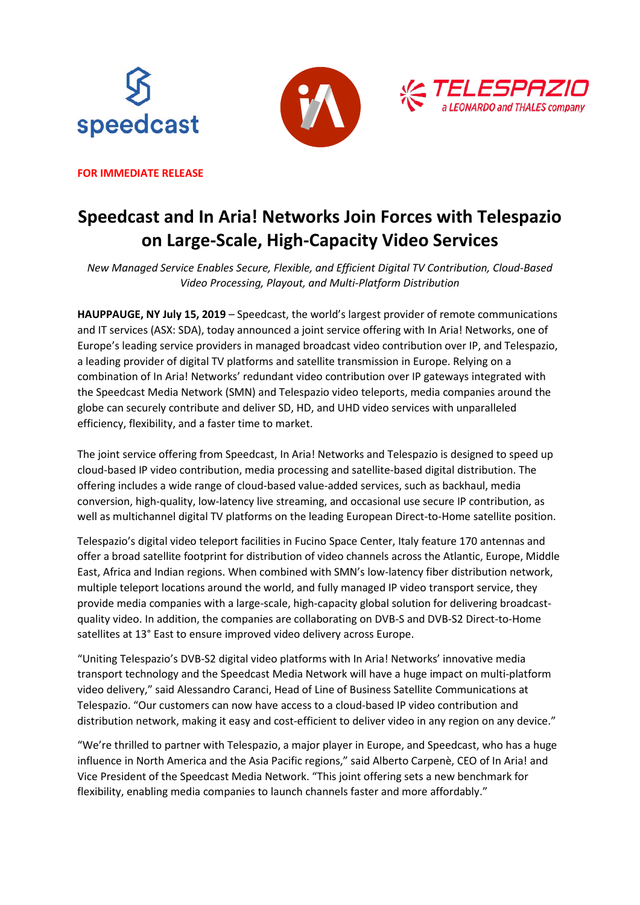**FOR IMMEDIATE RELEASE**

# Speedcast and In Aria! Networks Join Forces with Telespazio on Large-Scale, High-Capacity Video Services

*New Managed Service Enables Secure, Flexible, and Efficient Digital TV Contribution, Cloud-Based Video Processing, Playout, and Multi-Platform Distribution*

**HAUPPAUGE, NY July 15, 2019** – Speedcast, the world's largest provider of remote communications and IT services (ASX: SDA), today announced a joint service offering with In Aria! Networks, one of Europe's leading service providers in managed broadcast video contribution over IP, and Telespazio, a leading provider of digital TV platforms and satellite transmission in Europe. Relying on a combination of In Aria! Networks' redundant video contribution over IP gateways integrated with the Speedcast Media Network (SMN) and Telespazio video teleports, media companies around the globe can securely contribute and deliver SD, HD, and UHD video services with unparalleled efficiency, flexibility, and a faster time to market.

The joint service offering from Speedcast, In Aria! Networks and Telespazio is designed to speed up cloud-based IP video contribution, media processing and satellite-based digital distribution. The offering includes a wide range of cloud-based value-added services, such as backhaul, media conversion, high-quality, low-latency live streaming, and occasional use secure IP contribution, as well as multichannel digital TV platforms on the leading European Direct-to-Home satellite position.

Telespazio's digital video teleport facilities in Fucino Space Center, Italy feature 170 antennas and offer a broad satellite footprint for distribution of video channels across the Atlantic, Europe, Middle East, Africa and Indian regions. When combined with SMN's low-latency fiber distribution network, multiple teleport locations around the world, and fully managed IP video transport service, they provide media companies with a large-scale, high-capacity global solution for delivering broadcast-quality video. In addition, the companies are collaborating on DVB-S and DVB-S2 Direct-to-Home satellites at 13° East to ensure improved video delivery across Europe.

"Uniting Telespazio's DVB-S2 digital video platforms with In Aria! Networks' innovative media transport technology and the Speedcast Media Network will have a huge impact on multi-platform video delivery," said Alessandro Caranci, Head of Line of Business Satellite Communications at Telespazio. "Our customers can now have access to a cloud-based IP video contribution and distribution network, making it easy and cost-efficient to deliver video in any region on any device."

"We're thrilled to partner with Telespazio, a major player in Europe, and Speedcast, who has a huge influence in North America and the Asia Pacific regions," said Alberto Carpenè, CEO of In Aria! and Vice President of the Speedcast Media Network. "This joint offering sets a new benchmark for flexibility, enabling media companies to launch channels faster and more affordably."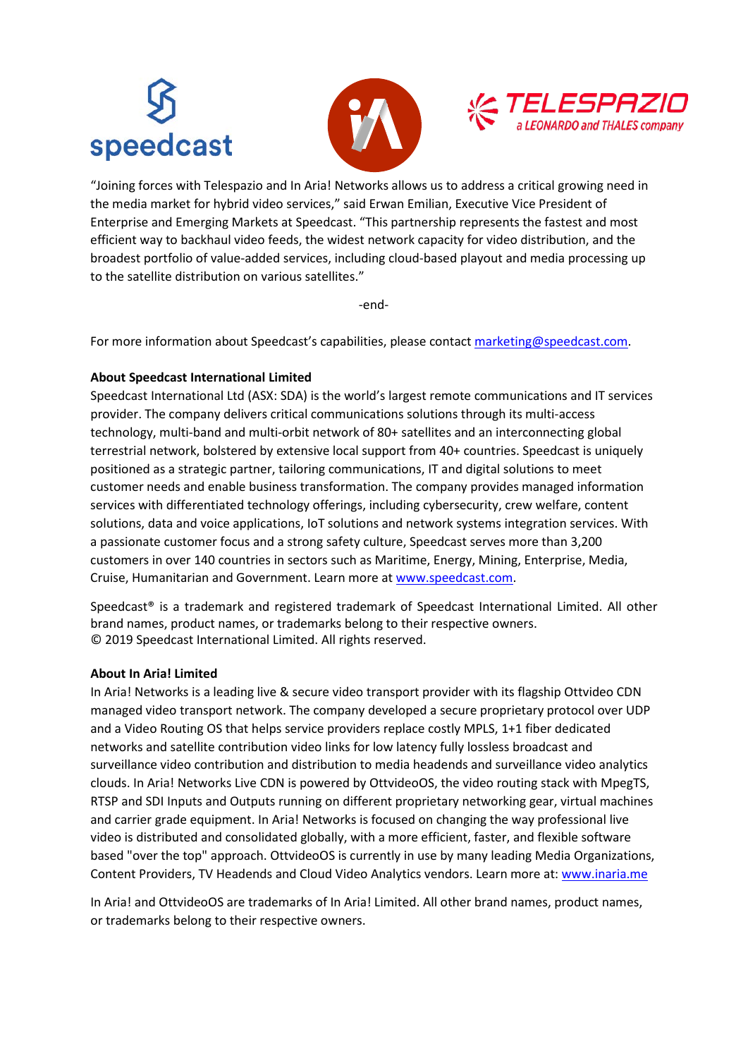"Joining forces with Telespazio and In Aria! Networks allows us to address a critical growing need in the media market for hybrid video services," said Erwan Emilian, Executive Vice President of Enterprise and Emerging Markets at Speedcast. "This partnership represents the fastest and most efficient way to backhaul video feeds, the widest network capacity for video distribution, and the broadest portfolio of value-added services, including cloud-based playout and media processing up to the satellite distribution on various satellites."

-end-

For more information about Speedcast's capabilities, please contact marketing@speedcast.com.

**About Speedcast International Limited**

Speedcast International Ltd (ASX: SDA) is the world's largest remote communications and IT services provider. The company delivers critical communications solutions through its multi-access technology, multi-band and multi-orbit network of 80+ satellites and an interconnecting global terrestrial network, bolstered by extensive local support from 40+ countries. Speedcast is uniquely positioned as a strategic partner, tailoring communications, IT and digital solutions to meet customer needs and enable business transformation. The company provides managed information services with differentiated technology offerings, including cybersecurity, crew welfare, content solutions, data and voice applications, IoT solutions and network systems integration services. With a passionate customer focus and a strong safety culture, Speedcast serves more than 3,200 customers in over 140 countries in sectors such as Maritime, Energy, Mining, Enterprise, Media, Cruise, Humanitarian and Government. Learn more at www.speedcast.com.

Speedcast® is a trademark and registered trademark of Speedcast International Limited. All other brand names, product names, or trademarks belong to their respective owners.
© 2019 Speedcast International Limited. All rights reserved.

**About In Aria! Limited**

In Aria! Networks is a leading live & secure video transport provider with its flagship Ottvideo CDN managed video transport network. The company developed a secure proprietary protocol over UDP and a Video Routing OS that helps service providers replace costly MPLS, 1+1 fiber dedicated networks and satellite contribution video links for low latency fully lossless broadcast and surveillance video contribution and distribution to media headends and surveillance video analytics clouds. In Aria! Networks Live CDN is powered by OttvideoOS, the video routing stack with MpegTS, RTSP and SDI Inputs and Outputs running on different proprietary networking gear, virtual machines and carrier grade equipment. In Aria! Networks is focused on changing the way professional live video is distributed and consolidated globally, with a more efficient, faster, and flexible software based "over the top" approach. OttvideoOS is currently in use by many leading Media Organizations, Content Providers, TV Headends and Cloud Video Analytics vendors. Learn more at: www.inaria.me

In Aria! and OttvideoOS are trademarks of In Aria! Limited. All other brand names, product names, or trademarks belong to their respective owners.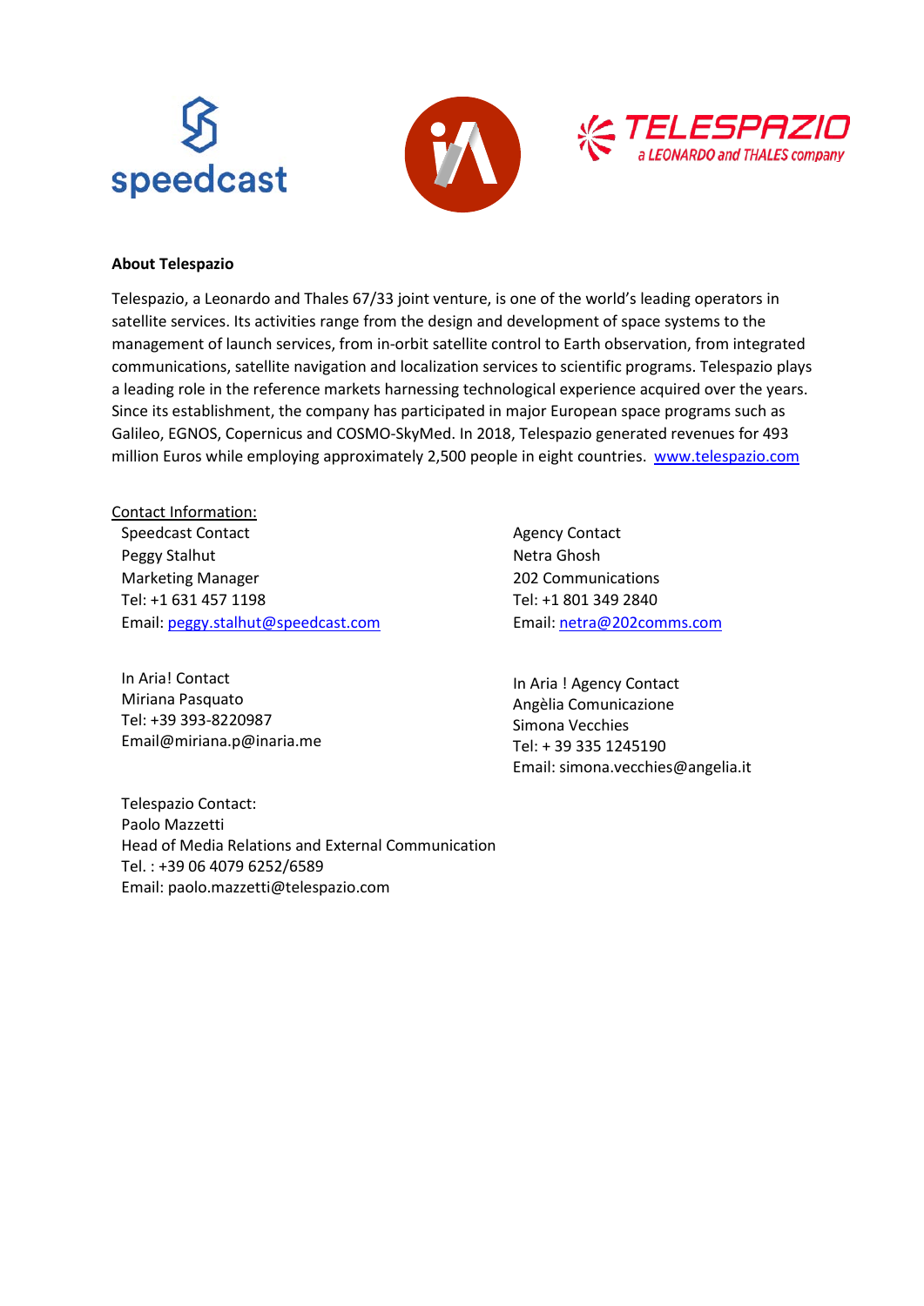**About Telespazio**

Telespazio, a Leonardo and Thales 67/33 joint venture, is one of the world's leading operators in satellite services. Its activities range from the design and development of space systems to the management of launch services, from in-orbit satellite control to Earth observation, from integrated communications, satellite navigation and localization services to scientific programs. Telespazio plays a leading role in the reference markets harnessing technological experience acquired over the years. Since its establishment, the company has participated in major European space programs such as Galileo, EGNOS, Copernicus and COSMO-SkyMed. In 2018, Telespazio generated revenues for 493 million Euros while employing approximately 2,500 people in eight countries. www.telespazio.com

Contact Information:

Speedcast Contact
Peggy Stalhut
Marketing Manager
Tel: +1 631 457 1198
Email: peggy.stalhut@speedcast.com

Agency Contact
Netra Ghosh
202 Communications
Tel: +1 801 349 2840
Email: netra@202comms.com

In Aria! Contact
Miriana Pasquato
Tel: +39 393-8220987
Email@miriana.p@inaria.me

In Aria ! Agency Contact
Angèlia Comunicazione
Simona Vecchies
Tel: + 39 335 1245190
Email: simona.vecchies@angelia.it

Telespazio Contact:
Paolo Mazzetti
Head of Media Relations and External Communication
Tel. : +39 06 4079 6252/6589
Email: paolo.mazzetti@telespazio.com